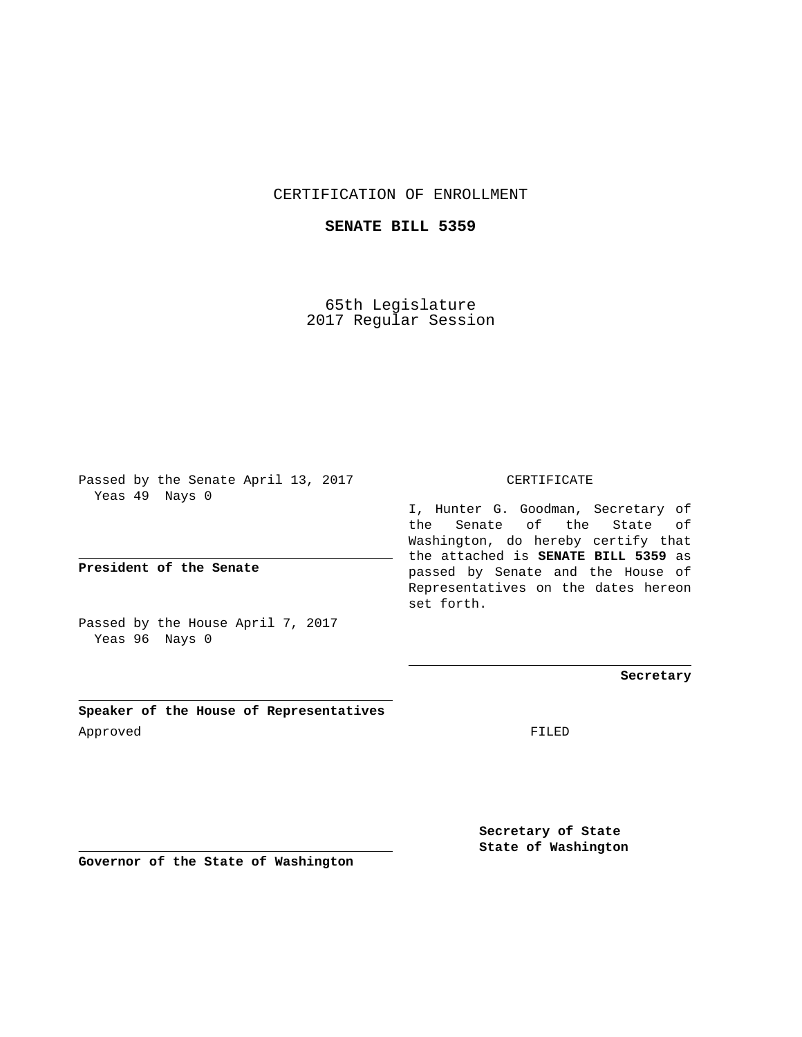CERTIFICATION OF ENROLLMENT

**SENATE BILL 5359**

65th Legislature
2017 Regular Session

Passed by the Senate April 13, 2017
Yeas 49 Nays 0

**President of the Senate**

Passed by the House April 7, 2017
Yeas 96 Nays 0

**Speaker of the House of Representatives**

Approved

**Governor of the State of Washington**

CERTIFICATE

I, Hunter G. Goodman, Secretary of the Senate of the State of Washington, do hereby certify that the attached is **SENATE BILL 5359** as passed by Senate and the House of Representatives on the dates hereon set forth.

**Secretary**

FILED

**Secretary of State**
**State of Washington**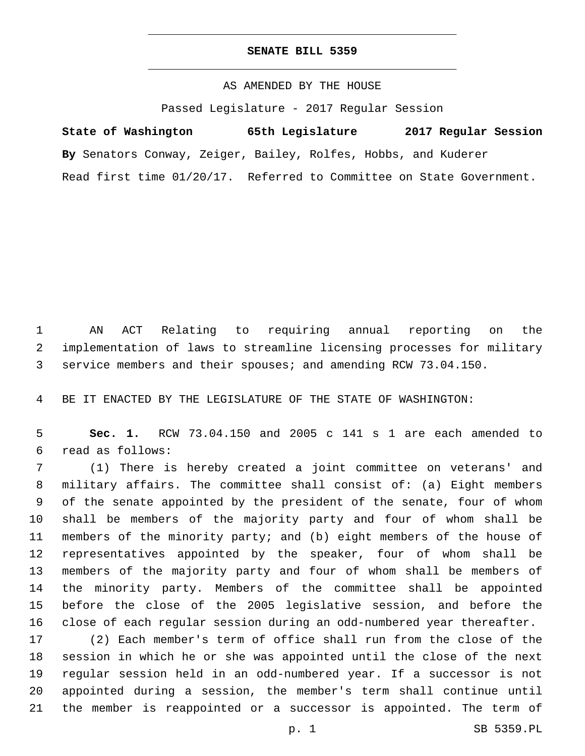**SENATE BILL 5359**

AS AMENDED BY THE HOUSE

Passed Legislature - 2017 Regular Session

**State of Washington 65th Legislature 2017 Regular Session**

**By** Senators Conway, Zeiger, Bailey, Rolfes, Hobbs, and Kuderer

Read first time 01/20/17. Referred to Committee on State Government.

AN ACT Relating to requiring annual reporting on the implementation of laws to streamline licensing processes for military service members and their spouses; and amending RCW 73.04.150.

BE IT ENACTED BY THE LEGISLATURE OF THE STATE OF WASHINGTON:

**Sec. 1.** RCW 73.04.150 and 2005 c 141 s 1 are each amended to read as follows:

(1) There is hereby created a joint committee on veterans' and military affairs. The committee shall consist of: (a) Eight members of the senate appointed by the president of the senate, four of whom shall be members of the majority party and four of whom shall be members of the minority party; and (b) eight members of the house of representatives appointed by the speaker, four of whom shall be members of the majority party and four of whom shall be members of the minority party. Members of the committee shall be appointed before the close of the 2005 legislative session, and before the close of each regular session during an odd-numbered year thereafter.

(2) Each member's term of office shall run from the close of the session in which he or she was appointed until the close of the next regular session held in an odd-numbered year. If a successor is not appointed during a session, the member's term shall continue until the member is reappointed or a successor is appointed. The term of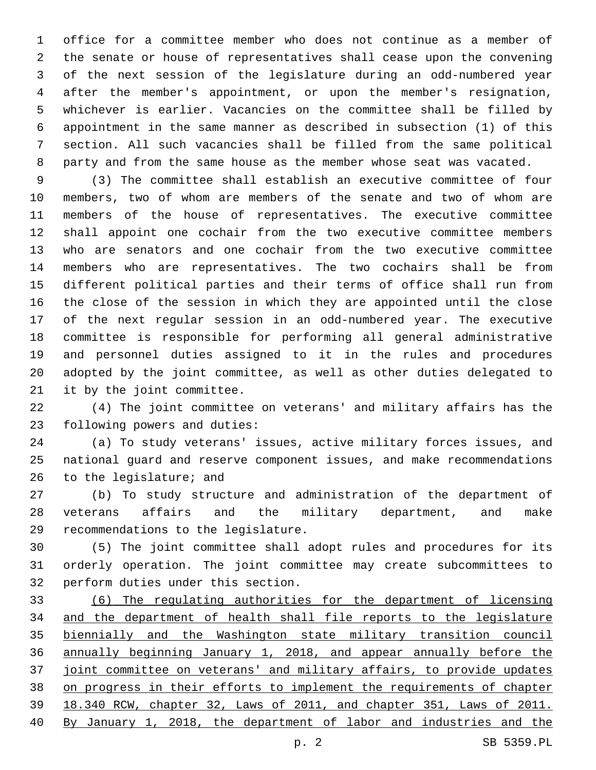office for a committee member who does not continue as a member of the senate or house of representatives shall cease upon the convening of the next session of the legislature during an odd-numbered year after the member's appointment, or upon the member's resignation, whichever is earlier. Vacancies on the committee shall be filled by appointment in the same manner as described in subsection (1) of this section. All such vacancies shall be filled from the same political party and from the same house as the member whose seat was vacated.

(3) The committee shall establish an executive committee of four members, two of whom are members of the senate and two of whom are members of the house of representatives. The executive committee shall appoint one cochair from the two executive committee members who are senators and one cochair from the two executive committee members who are representatives. The two cochairs shall be from different political parties and their terms of office shall run from the close of the session in which they are appointed until the close of the next regular session in an odd-numbered year. The executive committee is responsible for performing all general administrative and personnel duties assigned to it in the rules and procedures adopted by the joint committee, as well as other duties delegated to it by the joint committee.

(4) The joint committee on veterans' and military affairs has the following powers and duties:

(a) To study veterans' issues, active military forces issues, and national guard and reserve component issues, and make recommendations to the legislature; and

(b) To study structure and administration of the department of veterans affairs and the military department, and make recommendations to the legislature.

(5) The joint committee shall adopt rules and procedures for its orderly operation. The joint committee may create subcommittees to perform duties under this section.

<u>(6) The regulating authorities for the department of licensing and the department of health shall file reports to the legislature biennially and the Washington state military transition council annually beginning January 1, 2018, and appear annually before the joint committee on veterans' and military affairs, to provide updates on progress in their efforts to implement the requirements of chapter 18.340 RCW, chapter 32, Laws of 2011, and chapter 351, Laws of 2011. By January 1, 2018, the department of labor and industries and the</u>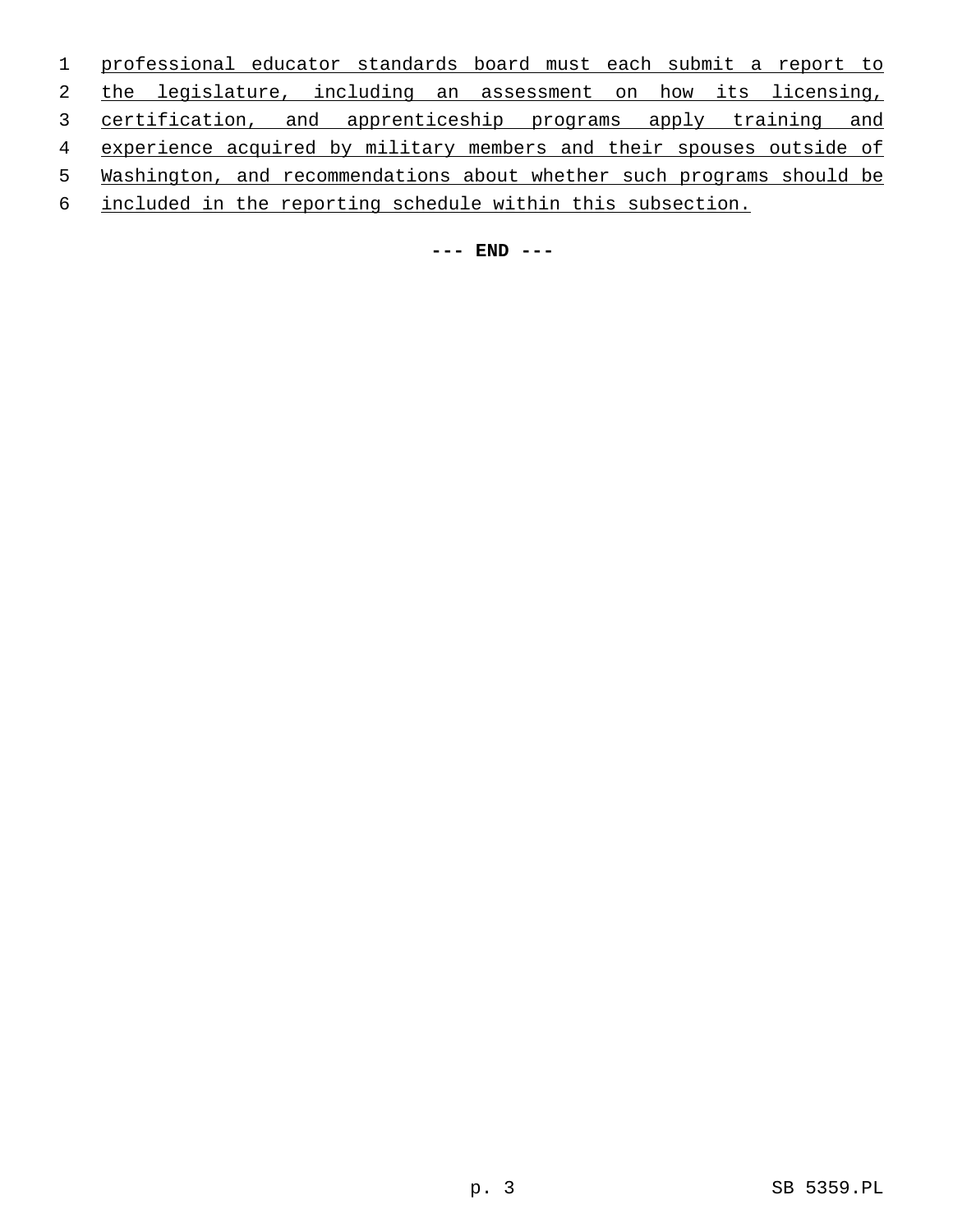professional educator standards board must each submit a report to the legislature, including an assessment on how its licensing, certification, and apprenticeship programs apply training and experience acquired by military members and their spouses outside of Washington, and recommendations about whether such programs should be included in the reporting schedule within this subsection.

**--- END ---**